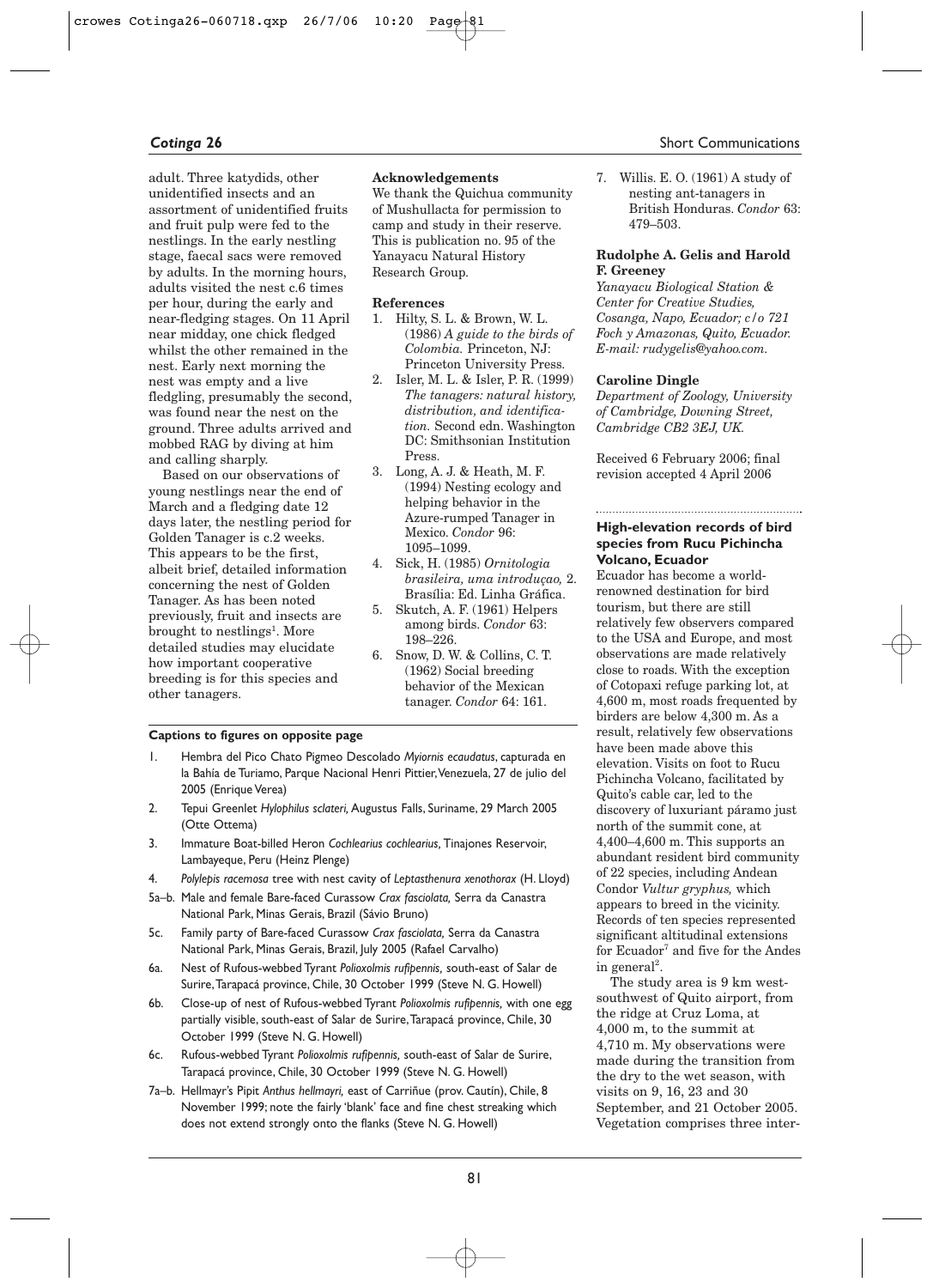adult. Three katydids, other unidentified insects and an assortment of unidentified fruits and fruit pulp were fed to the nestlings. In the early nestling stage, faecal sacs were removed by adults. In the morning hours, adults visited the nest c.6 times per hour, during the early and near-fledging stages. On 11 April near midday, one chick fledged whilst the other remained in the nest. Early next morning the nest was empty and a live fledgling, presumably the second, was found near the nest on the ground. Three adults arrived and mobbed RAG by diving at him and calling sharply.

Based on our observations of young nestlings near the end of March and a fledging date 12 days later, the nestling period for Golden Tanager is c.2 weeks. This appears to be the first, albeit brief, detailed information concerning the nest of Golden Tanager. As has been noted previously, fruit and insects are brought to nestlings[1]. More detailed studies may elucidate how important cooperative breeding is for this species and other tanagers.

**Acknowledgements**

We thank the Quichua community of Mushullacta for permission to camp and study in their reserve. This is publication no. 95 of the Yanayacu Natural History Research Group.

**References**

1. Hilty, S. L. & Brown, W. L. (1986) *A guide to the birds of Colombia.* Princeton, NJ: Princeton University Press.
2. Isler, M. L. & Isler, P. R. (1999) *The tanagers: natural history, distribution, and identification.* Second edn. Washington DC: Smithsonian Institution Press.
3. Long, A. J. & Heath, M. F. (1994) Nesting ecology and helping behavior in the Azure-rumped Tanager in Mexico. *Condor* 96: 1095–1099.
4. Sick, H. (1985) *Ornitologia brasileira, uma introduçao,* 2. Brasília: Ed. Linha Gráfica.
5. Skutch, A. F. (1961) Helpers among birds. *Condor* 63: 198–226.
6. Snow, D. W. & Collins, C. T. (1962) Social breeding behavior of the Mexican tanager. *Condor* 64: 161.
7. Willis. E. O. (1961) A study of nesting ant-tanagers in British Honduras. *Condor* 63: 479–503.

**Rudolphe A. Gelis and Harold F. Greeney**

*Yanayacu Biological Station & Center for Creative Studies, Cosanga, Napo, Ecuador; c/o 721 Foch y Amazonas, Quito, Ecuador. E-mail: rudygelis@yahoo.com.*

**Caroline Dingle**

*Department of Zoology, University of Cambridge, Downing Street, Cambridge CB2 3EJ, UK.*

Received 6 February 2006; final revision accepted 4 April 2006

## High-elevation records of bird species from Rucu Pichincha Volcano, Ecuador

Ecuador has become a world-renowned destination for bird tourism, but there are still relatively few observers compared to the USA and Europe, and most observations are made relatively close to roads. With the exception of Cotopaxi refuge parking lot, at 4,600 m, most roads frequented by birders are below 4,300 m. As a result, relatively few observations have been made above this elevation. Visits on foot to Rucu Pichincha Volcano, facilitated by Quito's cable car, led to the discovery of luxuriant páramo just north of the summit cone, at 4,400–4,600 m. This supports an abundant resident bird community of 22 species, including Andean Condor *Vultur gryphus,* which appears to breed in the vicinity. Records of ten species represented significant altitudinal extensions for Ecuador[7] and five for the Andes in general[2].

The study area is 9 km west-southwest of Quito airport, from the ridge at Cruz Loma, at 4,000 m, to the summit at 4,710 m. My observations were made during the transition from the dry to the wet season, with visits on 9, 16, 23 and 30 September, and 21 October 2005. Vegetation comprises three inter-

**Captions to figures on opposite page**

1. Hembra del Pico Chato Pigmeo Descolado *Myiornis ecaudatus*, capturada en la Bahía de Turiamo, Parque Nacional Henri Pittier, Venezuela, 27 de julio del 2005 (Enrique Verea)
2. Tepui Greenlet *Hylophilus sclateri,* Augustus Falls, Suriname, 29 March 2005 (Otte Ottema)
3. Immature Boat-billed Heron *Cochlearius cochlearius,* Tinajones Reservoir, Lambayeque, Peru (Heinz Plenge)
4. *Polylepis racemosa* tree with nest cavity of *Leptasthenura xenothorax* (H. Lloyd)

5a–b. Male and female Bare-faced Curassow *Crax fasciolata,* Serra da Canastra National Park, Minas Gerais, Brazil (Sávio Bruno)

5c. Family party of Bare-faced Curassow *Crax fasciolata,* Serra da Canastra National Park, Minas Gerais, Brazil, July 2005 (Rafael Carvalho)

6a. Nest of Rufous-webbed Tyrant *Polioxolmis rufipennis,* south-east of Salar de Surire, Tarapacá province, Chile, 30 October 1999 (Steve N. G. Howell)

6b. Close-up of nest of Rufous-webbed Tyrant *Polioxolmis rufipennis,* with one egg partially visible, south-east of Salar de Surire, Tarapacá province, Chile, 30 October 1999 (Steve N. G. Howell)

6c. Rufous-webbed Tyrant *Polioxolmis rufipennis,* south-east of Salar de Surire, Tarapacá province, Chile, 30 October 1999 (Steve N. G. Howell)

7a–b. Hellmayr's Pipit *Anthus hellmayri,* east of Carriñue (prov. Cautín), Chile, 8 November 1999; note the fairly 'blank' face and fine chest streaking which does not extend strongly onto the flanks (Steve N. G. Howell)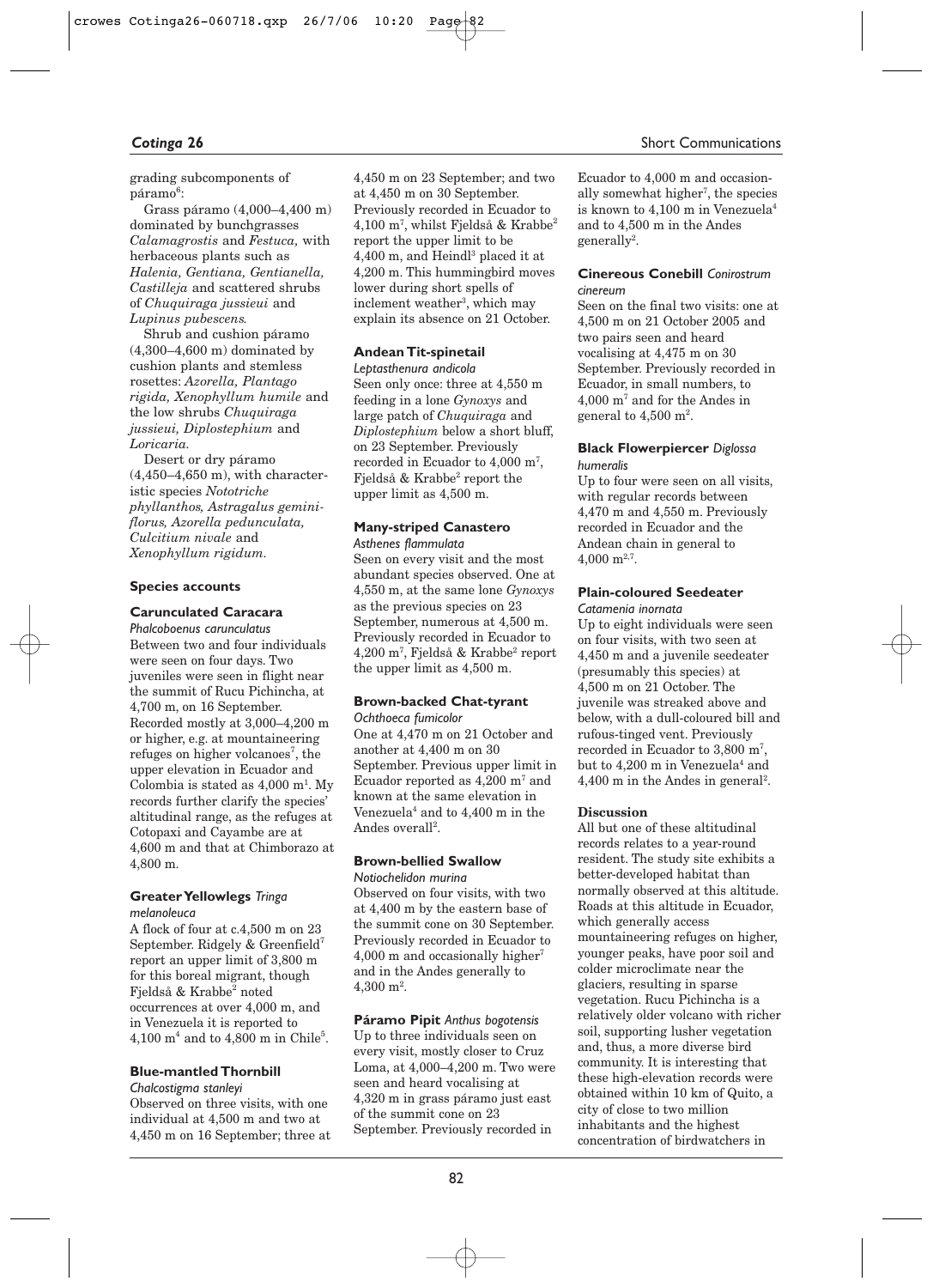grading subcomponents of páramo[6]:

Grass páramo (4,000–4,400 m) dominated by bunchgrasses *Calamagrostis* and *Festuca*, with herbaceous plants such as *Halenia, Gentiana, Gentianella, Castilleja* and scattered shrubs of *Chuquiraga jussieui* and *Lupinus pubescens*.

Shrub and cushion páramo (4,300–4,600 m) dominated by cushion plants and stemless rosettes: *Azorella, Plantago rigida, Xenophyllum humile* and the low shrubs *Chuquiraga jussieui, Diplostephium* and *Loricaria*.

Desert or dry páramo (4,450–4,650 m), with characteristic species *Nototriche phyllanthos, Astragalus geminiflorus, Azorella pedunculata, Culcitium nivale* and *Xenophyllum rigidum*.

## Species accounts

### Carunculated Caracara *Phalcoboenus carunculatus*

Between two and four individuals were seen on four days. Two juveniles were seen in flight near the summit of Rucu Pichincha, at 4,700 m, on 16 September. Recorded mostly at 3,000–4,200 m or higher, e.g. at mountaineering refuges on higher volcanoes[7], the upper elevation in Ecuador and Colombia is stated as 4,000 m[1]. My records further clarify the species' altitudinal range, as the refuges at Cotopaxi and Cayambe are at 4,600 m and that at Chimborazo at 4,800 m.

### Greater Yellowlegs *Tringa melanoleuca*

A flock of four at c.4,500 m on 23 September. Ridgely & Greenfield[7] report an upper limit of 3,800 m for this boreal migrant, though Fjeldså & Krabbe[2] noted occurrences at over 4,000 m, and in Venezuela it is reported to 4,100 m[4] and to 4,800 m in Chile[5].

### Blue-mantled Thornbill *Chalcostigma stanleyi*

Observed on three visits, with one individual at 4,500 m and two at 4,450 m on 16 September; three at 4,450 m on 23 September; and two at 4,450 m on 30 September. Previously recorded in Ecuador to 4,100 m[7], whilst Fjeldså & Krabbe[2] report the upper limit to be 4,400 m, and Heindl[3] placed it at 4,200 m. This hummingbird moves lower during short spells of inclement weather[3], which may explain its absence on 21 October.

### Andean Tit-spinetail *Leptasthenura andicola*

Seen only once: three at 4,550 m feeding in a lone *Gynoxys* and large patch of *Chuquiraga* and *Diplostephium* below a short bluff, on 23 September. Previously recorded in Ecuador to 4,000 m[7], Fjeldså & Krabbe[2] report the upper limit as 4,500 m.

### Many-striped Canastero *Asthenes flammulata*

Seen on every visit and the most abundant species observed. One at 4,550 m, at the same lone *Gynoxys* as the previous species on 23 September, numerous at 4,500 m. Previously recorded in Ecuador to 4,200 m[7], Fjeldså & Krabbe[2] report the upper limit as 4,500 m.

### Brown-backed Chat-tyrant *Ochthoeca fumicolor*

One at 4,470 m on 21 October and another at 4,400 m on 30 September. Previous upper limit in Ecuador reported as 4,200 m[7] and known at the same elevation in Venezuela[4] and to 4,400 m in the Andes overall[2].

### Brown-bellied Swallow *Notiochelidon murina*

Observed on four visits, with two at 4,400 m by the eastern base of the summit cone on 30 September. Previously recorded in Ecuador to 4,000 m and occasionally higher[7] and in the Andes generally to 4,300 m[2].

### Páramo Pipit *Anthus bogotensis*

Up to three individuals seen on every visit, mostly closer to Cruz Loma, at 4,000–4,200 m. Two were seen and heard vocalising at 4,320 m in grass páramo just east of the summit cone on 23 September. Previously recorded in Ecuador to 4,000 m and occasionally somewhat higher[7], the species is known to 4,100 m in Venezuela[4] and to 4,500 m in the Andes generally[2].

### Cinereous Conebill *Conirostrum cinereum*

Seen on the final two visits: one at 4,500 m on 21 October 2005 and two pairs seen and heard vocalising at 4,475 m on 30 September. Previously recorded in Ecuador, in small numbers, to 4,000 m[7] and for the Andes in general to 4,500 m[2].

### Black Flowerpiercer *Diglossa humeralis*

Up to four were seen on all visits, with regular records between 4,470 m and 4,550 m. Previously recorded in Ecuador and the Andean chain in general to 4,000 m[2,7].

### Plain-coloured Seedeater *Catamenia inornata*

Up to eight individuals were seen on four visits, with two seen at 4,450 m and a juvenile seedeater (presumably this species) at 4,500 m on 21 October. The juvenile was streaked above and below, with a dull-coloured bill and rufous-tinged vent. Previously recorded in Ecuador to 3,800 m[7], but to 4,200 m in Venezuela[4] and 4,400 m in the Andes in general[2].

## Discussion

All but one of these altitudinal records relates to a year-round resident. The study site exhibits a better-developed habitat than normally observed at this altitude. Roads at this altitude in Ecuador, which generally access mountaineering refuges on higher, younger peaks, have poor soil and colder microclimate near the glaciers, resulting in sparse vegetation. Rucu Pichincha is a relatively older volcano with richer soil, supporting lusher vegetation and, thus, a more diverse bird community. It is interesting that these high-elevation records were obtained within 10 km of Quito, a city of close to two million inhabitants and the highest concentration of birdwatchers in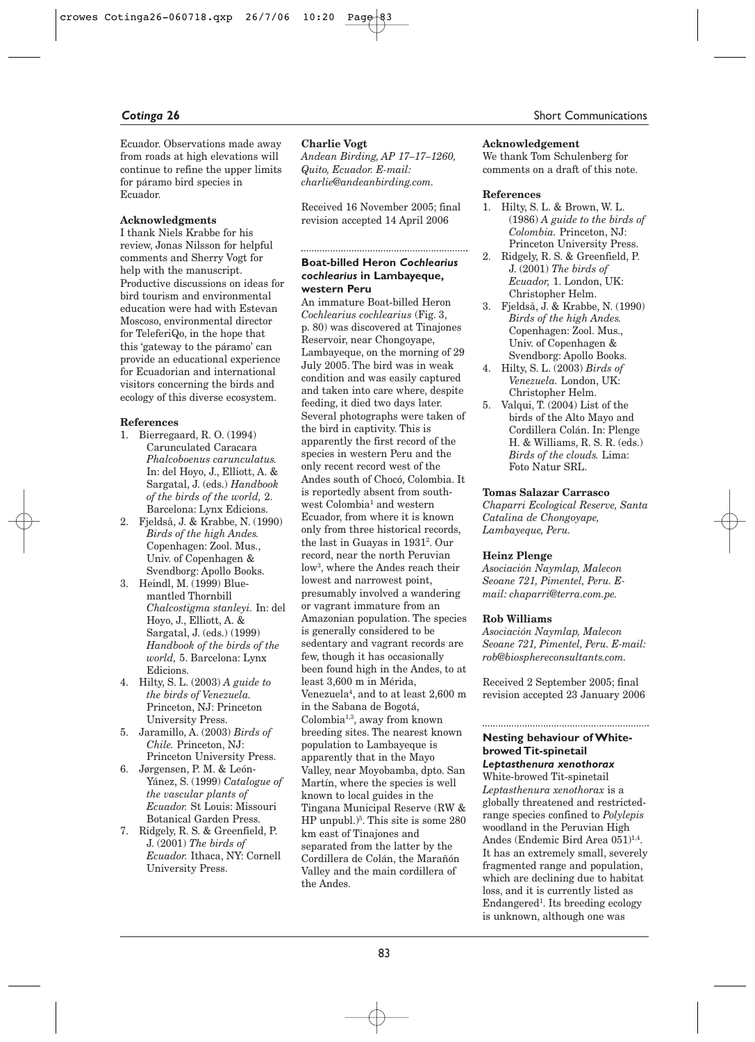Ecuador. Observations made away from roads at high elevations will continue to refine the upper limits for páramo bird species in Ecuador.

**Acknowledgments**

I thank Niels Krabbe for his review, Jonas Nilsson for helpful comments and Sherry Vogt for help with the manuscript. Productive discussions on ideas for bird tourism and environmental education were had with Estevan Moscoso, environmental director for TeleferiQo, in the hope that this 'gateway to the páramo' can provide an educational experience for Ecuadorian and international visitors concerning the birds and ecology of this diverse ecosystem.

**References**

1. Bierregaard, R. O. (1994) Carunculated Caracara *Phalcoboenus carunculatus.* In: del Hoyo, J., Elliott, A. & Sargatal, J. (eds.) *Handbook of the birds of the world,* 2. Barcelona: Lynx Edicions.
2. Fjeldså, J. & Krabbe, N. (1990) *Birds of the high Andes.* Copenhagen: Zool. Mus., Univ. of Copenhagen & Svendborg: Apollo Books.
3. Heindl, M. (1999) Blue-mantled Thornbill *Chalcostigma stanleyi.* In: del Hoyo, J., Elliott, A. & Sargatal, J. (eds.) (1999) *Handbook of the birds of the world,* 5. Barcelona: Lynx Edicions.
4. Hilty, S. L. (2003) *A guide to the birds of Venezuela.* Princeton, NJ: Princeton University Press.
5. Jaramillo, A. (2003) *Birds of Chile.* Princeton, NJ: Princeton University Press.
6. Jørgensen, P. M. & León-Yánez, S. (1999) *Catalogue of the vascular plants of Ecuador.* St Louis: Missouri Botanical Garden Press.
7. Ridgely, R. S. & Greenfield, P. J. (2001) *The birds of Ecuador.* Ithaca, NY: Cornell University Press.

**Charlie Vogt**

*Andean Birding, AP 17–17–1260, Quito, Ecuador. E-mail: charlie@andeanbirding.com.*

Received 16 November 2005; final revision accepted 14 April 2006

## Boat-billed Heron *Cochlearius cochlearius* in Lambayeque, western Peru

An immature Boat-billed Heron *Cochlearius cochlearius* (Fig. 3, p. 80) was discovered at Tinajones Reservoir, near Chongoyape, Lambayeque, on the morning of 29 July 2005. The bird was in weak condition and was easily captured and taken into care where, despite feeding, it died two days later. Several photographs were taken of the bird in captivity. This is apparently the first record of the species in western Peru and the only recent record west of the Andes south of Chocó, Colombia. It is reportedly absent from south-west Colombia[1] and western Ecuador, from where it is known only from three historical records, the last in Guayas in 1931[2]. Our record, near the north Peruvian low[3], where the Andes reach their lowest and narrowest point, presumably involved a wandering or vagrant immature from an Amazonian population. The species is generally considered to be sedentary and vagrant records are few, though it has occasionally been found high in the Andes, to at least 3,600 m in Mérida, Venezuela[4], and to at least 2,600 m in the Sabana de Bogotá, Colombia[1,3], away from known breeding sites. The nearest known population to Lambayeque is apparently that in the Mayo Valley, near Moyobamba, dpto. San Martín, where the species is well known to local guides in the Tingana Municipal Reserve (RW & HP unpubl.)[5]. This site is some 280 km east of Tinajones and separated from the latter by the Cordillera de Colán, the Marañón Valley and the main cordillera of the Andes.

**Acknowledgement**

We thank Tom Schulenberg for comments on a draft of this note.

**References**

1. Hilty, S. L. & Brown, W. L. (1986) *A guide to the birds of Colombia.* Princeton, NJ: Princeton University Press.
2. Ridgely, R. S. & Greenfield, P. J. (2001) *The birds of Ecuador,* 1. London, UK: Christopher Helm.
3. Fjeldså, J. & Krabbe, N. (1990) *Birds of the high Andes.* Copenhagen: Zool. Mus., Univ. of Copenhagen & Svendborg: Apollo Books.
4. Hilty, S. L. (2003) *Birds of Venezuela.* London, UK: Christopher Helm.
5. Valqui, T. (2004) List of the birds of the Alto Mayo and Cordillera Colán. In: Plenge H. & Williams, R. S. R. (eds.) *Birds of the clouds.* Lima: Foto Natur SRL.

**Tomas Salazar Carrasco**

*Chaparri Ecological Reserve, Santa Catalina de Chongoyape, Lambayeque, Peru.*

**Heinz Plenge**

*Asociación Naymlap, Malecon Seoane 721, Pimentel, Peru. E-mail: chaparri@terra.com.pe.*

**Rob Williams**

*Asociación Naymlap, Malecon Seoane 721, Pimentel, Peru. E-mail: rob@biosphereconsultants.com.*

Received 2 September 2005; final revision accepted 23 January 2006

## Nesting behaviour of White-browed Tit-spinetail *Leptasthenura xenothorax*

White-browed Tit-spinetail *Leptasthenura xenothorax* is a globally threatened and restricted-range species confined to *Polylepis* woodland in the Peruvian High Andes (Endemic Bird Area 051)[1,4]. It has an extremely small, severely fragmented range and population, which are declining due to habitat loss, and it is currently listed as Endangered[1]. Its breeding ecology is unknown, although one was